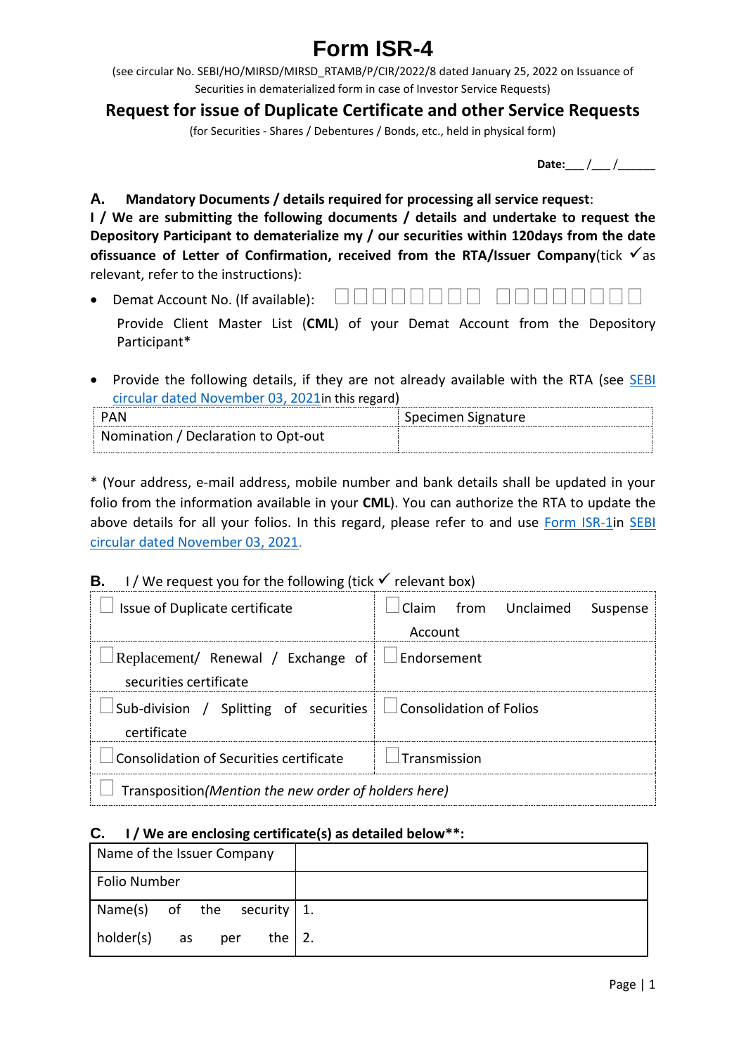# Form ISR-4

(see circular No. SEBI/HO/MIRSD/MIRSD_RTAMB/P/CIR/2022/8 dated January 25, 2022 on Issuance of Securities in dematerialized form in case of Investor Service Requests)

## Request for issue of Duplicate Certificate and other Service Requests

(for Securities - Shares / Debentures / Bonds, etc., held in physical form)

**Date:**___ /___ /______

**A. Mandatory Documents / details required for processing all service request**:

**I / We are submitting the following documents / details and undertake to request the Depository Participant to dematerialize my / our securities within 120days from the date ofissuance of Letter of Confirmation, received from the RTA/Issuer Company**(tick ✓as relevant, refer to the instructions):

- Demat Account No. (If available): ☐☐☐☐☐☐☐☐ ☐☐☐☐☐☐☐☐

  Provide Client Master List (**CML**) of your Demat Account from the Depository Participant*

- Provide the following details, if they are not already available with the RTA (see SEBI circular dated November 03, 2021in this regard)

| PAN | Specimen Signature |
|---|---|
| Nomination / Declaration to Opt-out | |

* (Your address, e-mail address, mobile number and bank details shall be updated in your folio from the information available in your **CML**). You can authorize the RTA to update the above details for all your folios. In this regard, please refer to and use Form ISR-1in SEBI circular dated November 03, 2021.

**B.** I / We request you for the following (tick ✓ relevant box)

| | |
|---|---|
| ☐ Issue of Duplicate certificate | ☐ Claim from Unclaimed Suspense Account |
| ☐ Replacement/ Renewal / Exchange of securities certificate | ☐ Endorsement |
| ☐ Sub-division / Splitting of securities certificate | ☐ Consolidation of Folios |
| ☐ Consolidation of Securities certificate | ☐ Transmission |
| ☐ Transposition*(Mention the new order of holders here)* | |

**C. I / We are enclosing certificate(s) as detailed below**:**

| | |
|---|---|
| Name of the Issuer Company | |
| Folio Number | |
| Name(s) of the security holder(s) as per the | 1.<br>2. |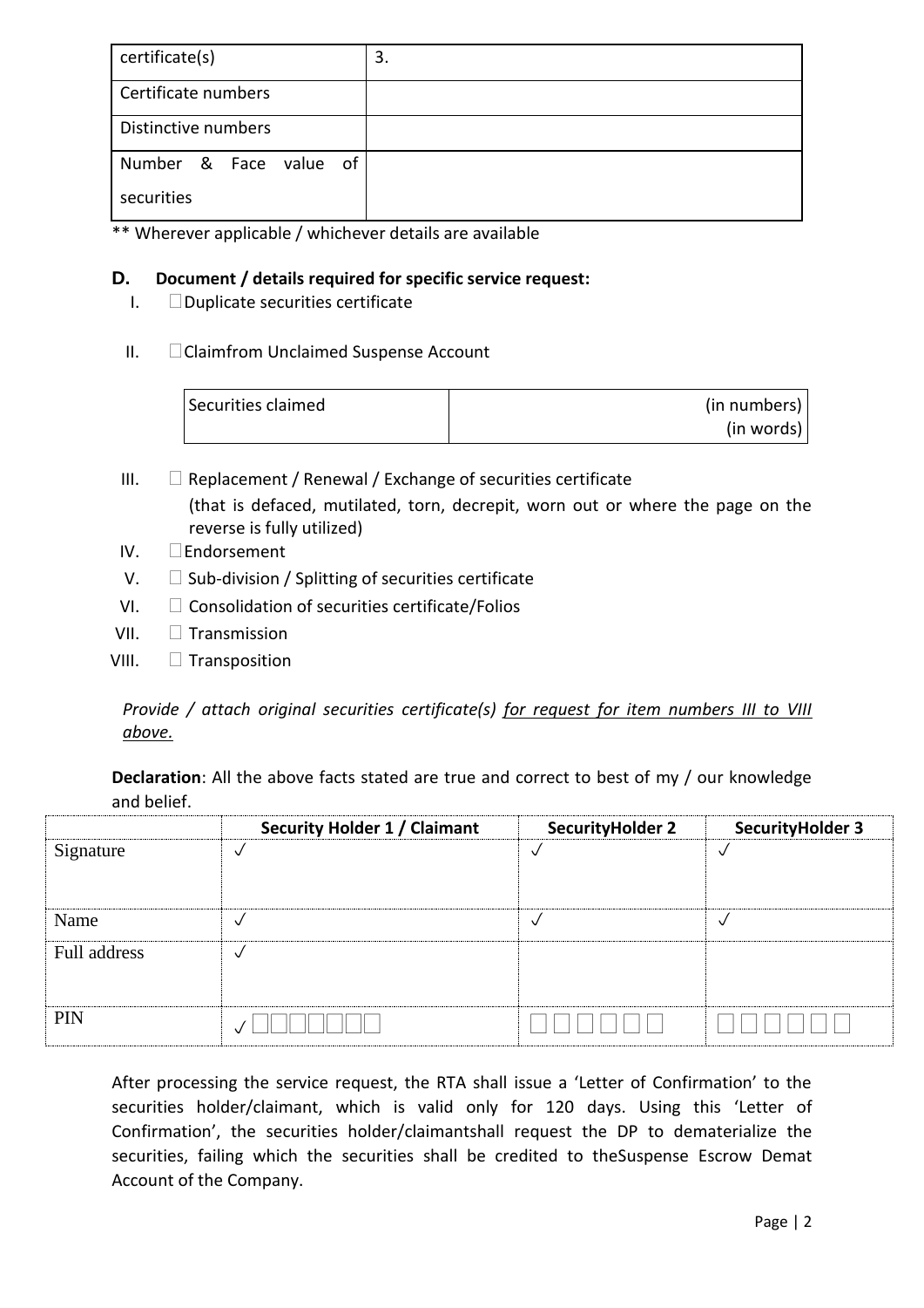| | |
|---|---|
| certificate(s) | 3. |
| Certificate numbers | |
| Distinctive numbers | |
| Number & Face value of securities | |

** Wherever applicable / whichever details are available

**D. Document / details required for specific service request:**

I. ☐ Duplicate securities certificate

II. ☐ Claimfrom Unclaimed Suspense Account

| | |
|---|---|
| Securities claimed | (in numbers)<br>(in words) |

III. ☐ Replacement / Renewal / Exchange of securities certificate
(that is defaced, mutilated, torn, decrepit, worn out or where the page on the reverse is fully utilized)

IV. ☐ Endorsement

V. ☐ Sub-division / Splitting of securities certificate

VI. ☐ Consolidation of securities certificate/Folios

VII. ☐ Transmission

VIII. ☐ Transposition

*Provide / attach original securities certificate(s) for request for item numbers III to VIII above.*

**Declaration**: All the above facts stated are true and correct to best of my / our knowledge and belief.

| | Security Holder 1 / Claimant | SecurityHolder 2 | SecurityHolder 3 |
|---|---|---|---|
| Signature | ✓ | ✓ | ✓ |
| Name | ✓ | ✓ | ✓ |
| Full address | ✓ | | |
| PIN | ✓ ☐☐☐☐☐☐ | ☐☐☐☐☐☐ | ☐☐☐☐☐☐ |

After processing the service request, the RTA shall issue a 'Letter of Confirmation' to the securities holder/claimant, which is valid only for 120 days. Using this 'Letter of Confirmation', the securities holder/claimantshall request the DP to dematerialize the securities, failing which the securities shall be credited to theSuspense Escrow Demat Account of the Company.